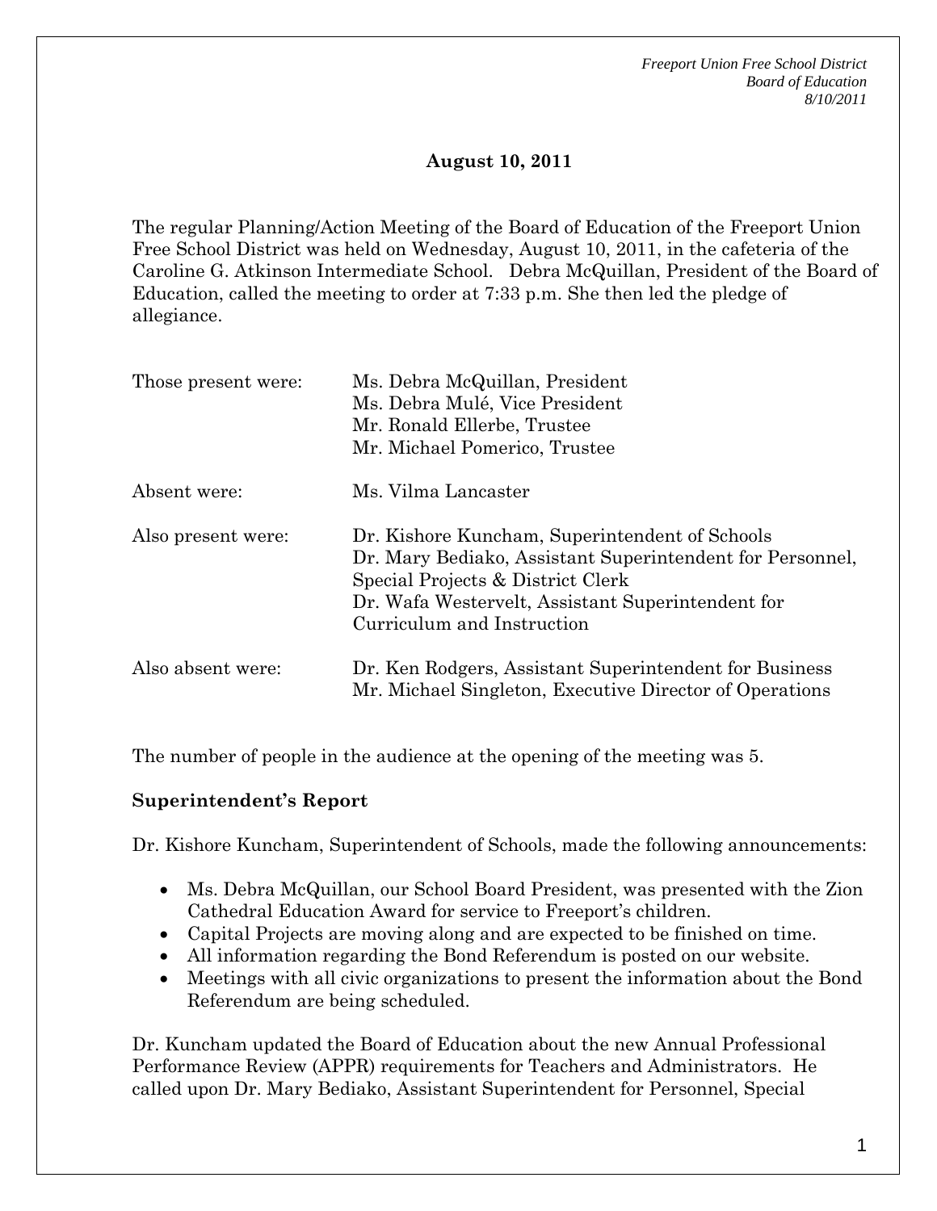## August 10, 2011

The regular Planning/Action Meeting of the Board of Education of the Freeport Union Free School District was held on Wednesday, August 10, 2011, in the cafeteria of the Caroline G. Atkinson Intermediate School. Debra McQuillan, President of the Board of Education, called the meeting to order at 7:33 p.m. She then led the pledge of allegiance.

| | |
|---|---|
| Those present were: | Ms. Debra McQuillan, President<br>Ms. Debra Mulé, Vice President<br>Mr. Ronald Ellerbe, Trustee<br>Mr. Michael Pomerico, Trustee |
| Absent were: | Ms. Vilma Lancaster |
| Also present were: | Dr. Kishore Kuncham, Superintendent of Schools<br>Dr. Mary Bediako, Assistant Superintendent for Personnel, Special Projects & District Clerk<br>Dr. Wafa Westervelt, Assistant Superintendent for Curriculum and Instruction |
| Also absent were: | Dr. Ken Rodgers, Assistant Superintendent for Business<br>Mr. Michael Singleton, Executive Director of Operations |

The number of people in the audience at the opening of the meeting was 5.

**Superintendent's Report**

Dr. Kishore Kuncham, Superintendent of Schools, made the following announcements:

- Ms. Debra McQuillan, our School Board President, was presented with the Zion Cathedral Education Award for service to Freeport's children.
- Capital Projects are moving along and are expected to be finished on time.
- All information regarding the Bond Referendum is posted on our website.
- Meetings with all civic organizations to present the information about the Bond Referendum are being scheduled.

Dr. Kuncham updated the Board of Education about the new Annual Professional Performance Review (APPR) requirements for Teachers and Administrators. He called upon Dr. Mary Bediako, Assistant Superintendent for Personnel, Special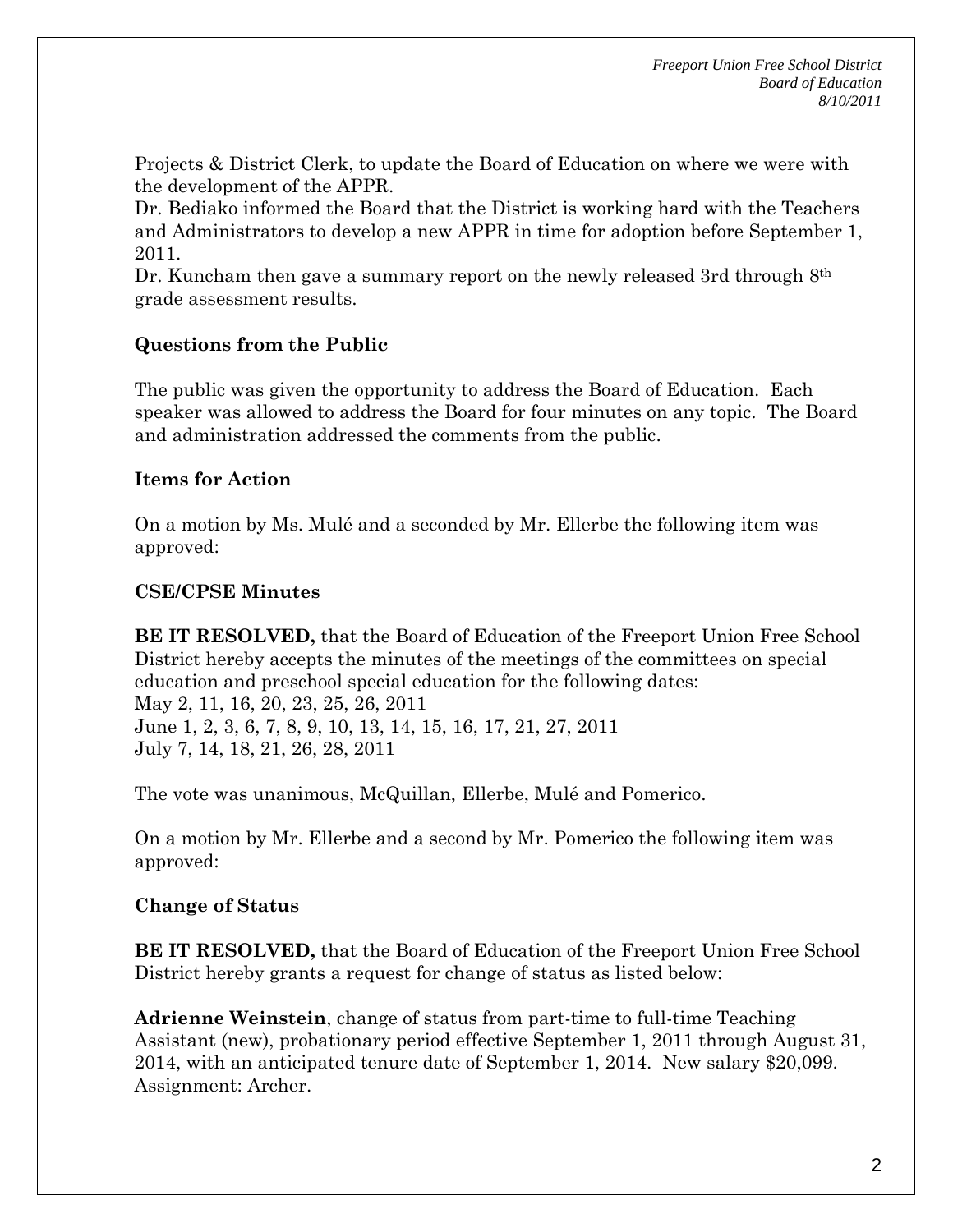Projects & District Clerk, to update the Board of Education on where we were with the development of the APPR.

Dr. Bediako informed the Board that the District is working hard with the Teachers and Administrators to develop a new APPR in time for adoption before September 1, 2011.

Dr. Kuncham then gave a summary report on the newly released 3rd through 8th grade assessment results.

**Questions from the Public**

The public was given the opportunity to address the Board of Education. Each speaker was allowed to address the Board for four minutes on any topic. The Board and administration addressed the comments from the public.

**Items for Action**

On a motion by Ms. Mulé and a seconded by Mr. Ellerbe the following item was approved:

**CSE/CPSE Minutes**

**BE IT RESOLVED,** that the Board of Education of the Freeport Union Free School District hereby accepts the minutes of the meetings of the committees on special education and preschool special education for the following dates:
May 2, 11, 16, 20, 23, 25, 26, 2011
June 1, 2, 3, 6, 7, 8, 9, 10, 13, 14, 15, 16, 17, 21, 27, 2011
July 7, 14, 18, 21, 26, 28, 2011

The vote was unanimous, McQuillan, Ellerbe, Mulé and Pomerico.

On a motion by Mr. Ellerbe and a second by Mr. Pomerico the following item was approved:

**Change of Status**

**BE IT RESOLVED,** that the Board of Education of the Freeport Union Free School District hereby grants a request for change of status as listed below:

**Adrienne Weinstein**, change of status from part-time to full-time Teaching Assistant (new), probationary period effective September 1, 2011 through August 31, 2014, with an anticipated tenure date of September 1, 2014. New salary $20,099. Assignment: Archer.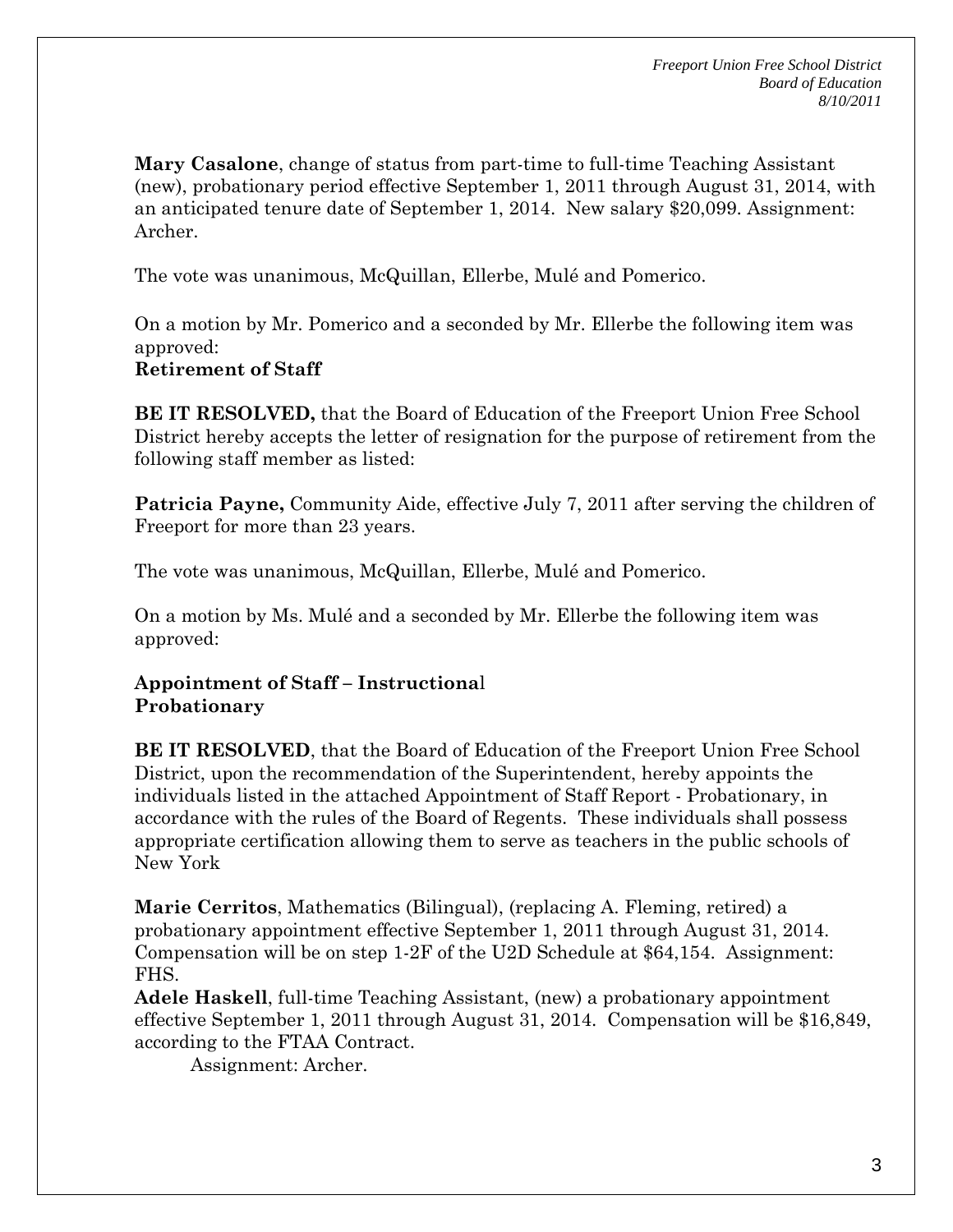**Mary Casalone**, change of status from part-time to full-time Teaching Assistant (new), probationary period effective September 1, 2011 through August 31, 2014, with an anticipated tenure date of September 1, 2014. New salary $20,099. Assignment: Archer.

The vote was unanimous, McQuillan, Ellerbe, Mulé and Pomerico.

On a motion by Mr. Pomerico and a seconded by Mr. Ellerbe the following item was approved:

**Retirement of Staff**

**BE IT RESOLVED,** that the Board of Education of the Freeport Union Free School District hereby accepts the letter of resignation for the purpose of retirement from the following staff member as listed:

**Patricia Payne,** Community Aide, effective July 7, 2011 after serving the children of Freeport for more than 23 years.

The vote was unanimous, McQuillan, Ellerbe, Mulé and Pomerico.

On a motion by Ms. Mulé and a seconded by Mr. Ellerbe the following item was approved:

**Appointment of Staff – Instructional**
**Probationary**

**BE IT RESOLVED**, that the Board of Education of the Freeport Union Free School District, upon the recommendation of the Superintendent, hereby appoints the individuals listed in the attached Appointment of Staff Report - Probationary, in accordance with the rules of the Board of Regents. These individuals shall possess appropriate certification allowing them to serve as teachers in the public schools of New York

**Marie Cerritos**, Mathematics (Bilingual), (replacing A. Fleming, retired) a probationary appointment effective September 1, 2011 through August 31, 2014. Compensation will be on step 1-2F of the U2D Schedule at $64,154. Assignment: FHS.

**Adele Haskell**, full-time Teaching Assistant, (new) a probationary appointment effective September 1, 2011 through August 31, 2014. Compensation will be $16,849, according to the FTAA Contract.
Assignment: Archer.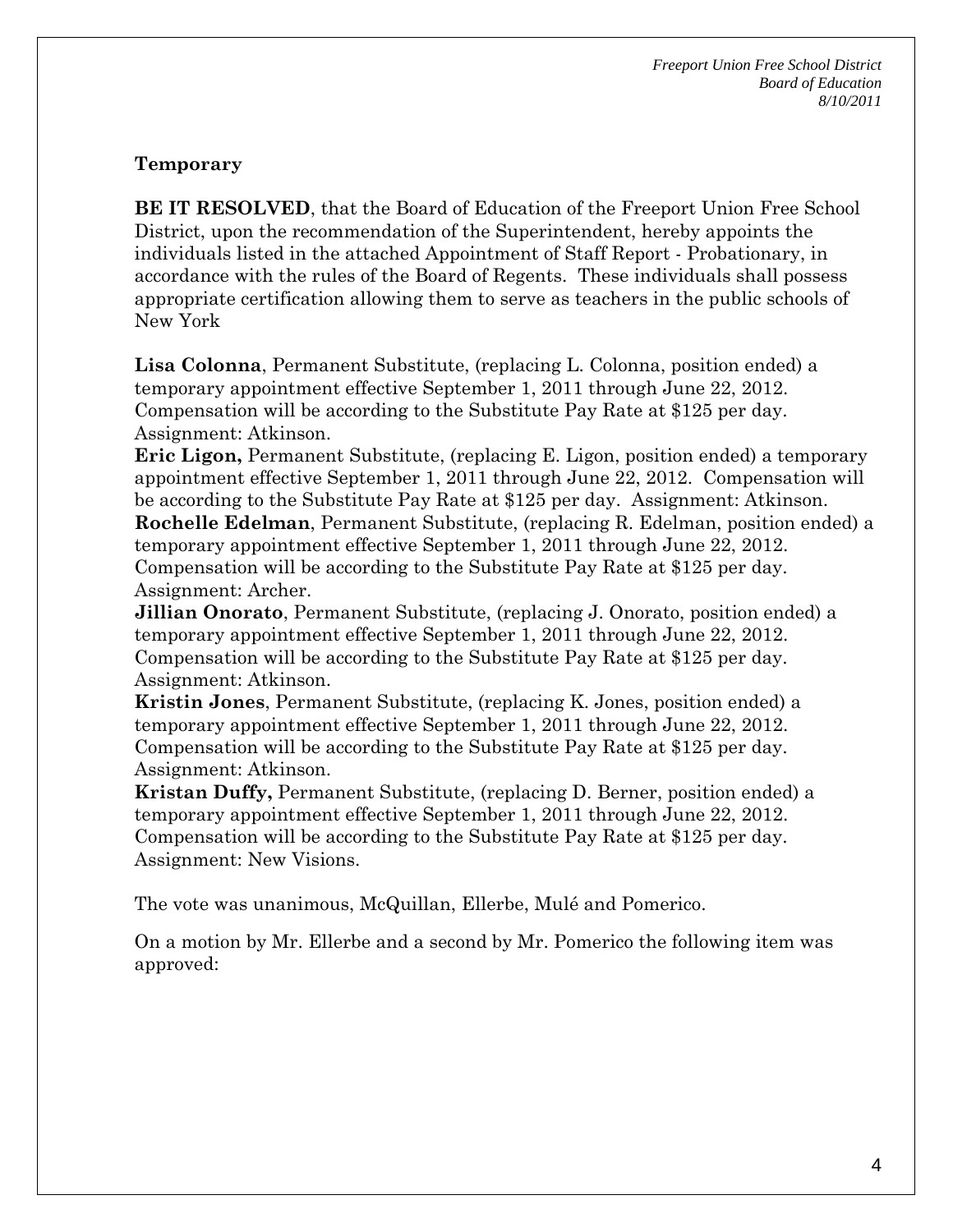### Temporary

**BE IT RESOLVED**, that the Board of Education of the Freeport Union Free School District, upon the recommendation of the Superintendent, hereby appoints the individuals listed in the attached Appointment of Staff Report - Probationary, in accordance with the rules of the Board of Regents. These individuals shall possess appropriate certification allowing them to serve as teachers in the public schools of New York

**Lisa Colonna**, Permanent Substitute, (replacing L. Colonna, position ended) a temporary appointment effective September 1, 2011 through June 22, 2012. Compensation will be according to the Substitute Pay Rate at $125 per day. Assignment: Atkinson.

**Eric Ligon,** Permanent Substitute, (replacing E. Ligon, position ended) a temporary appointment effective September 1, 2011 through June 22, 2012. Compensation will be according to the Substitute Pay Rate at $125 per day. Assignment: Atkinson.

**Rochelle Edelman**, Permanent Substitute, (replacing R. Edelman, position ended) a temporary appointment effective September 1, 2011 through June 22, 2012. Compensation will be according to the Substitute Pay Rate at $125 per day. Assignment: Archer.

**Jillian Onorato**, Permanent Substitute, (replacing J. Onorato, position ended) a temporary appointment effective September 1, 2011 through June 22, 2012. Compensation will be according to the Substitute Pay Rate at $125 per day. Assignment: Atkinson.

**Kristin Jones**, Permanent Substitute, (replacing K. Jones, position ended) a temporary appointment effective September 1, 2011 through June 22, 2012. Compensation will be according to the Substitute Pay Rate at $125 per day. Assignment: Atkinson.

**Kristan Duffy,** Permanent Substitute, (replacing D. Berner, position ended) a temporary appointment effective September 1, 2011 through June 22, 2012. Compensation will be according to the Substitute Pay Rate at $125 per day. Assignment: New Visions.

The vote was unanimous, McQuillan, Ellerbe, Mulé and Pomerico.

On a motion by Mr. Ellerbe and a second by Mr. Pomerico the following item was approved: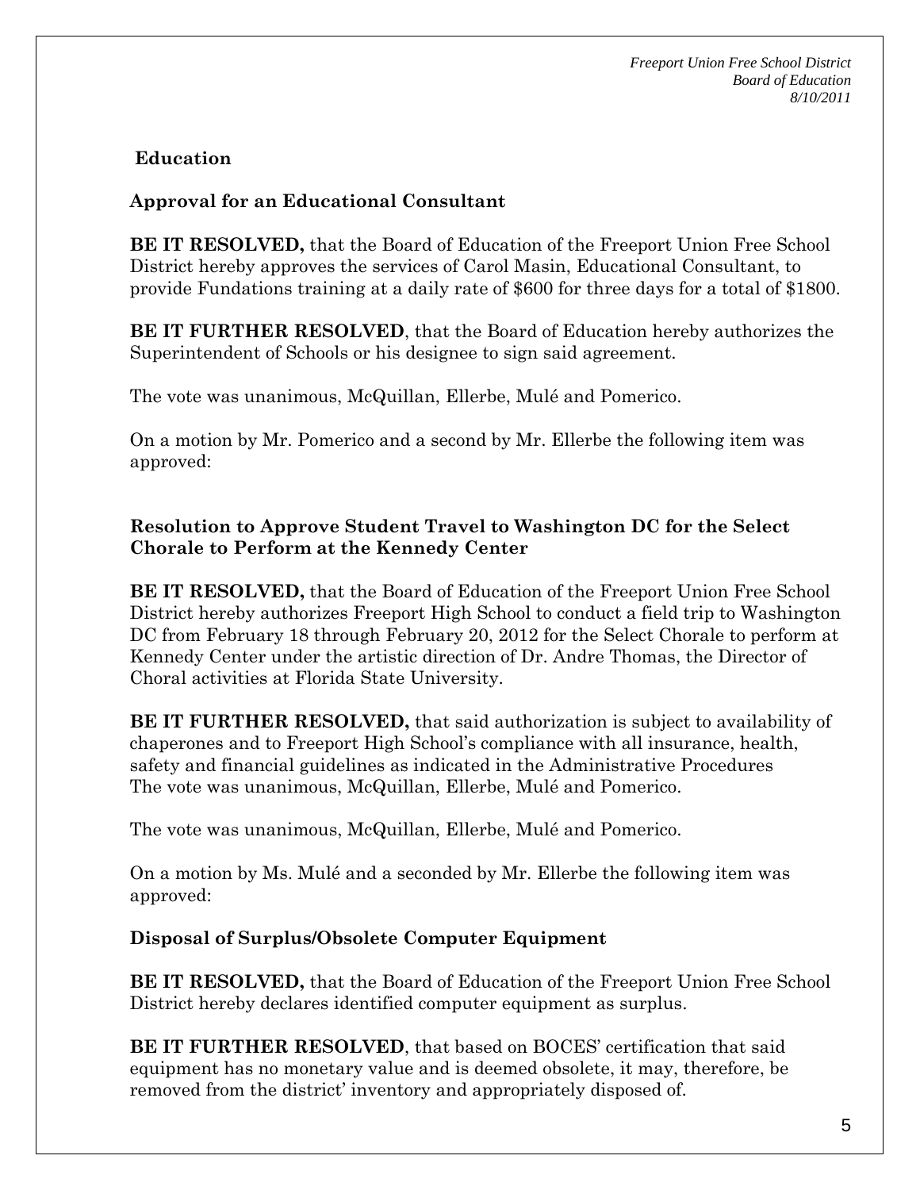**Education**

**Approval for an Educational Consultant**

**BE IT RESOLVED,** that the Board of Education of the Freeport Union Free School District hereby approves the services of Carol Masin, Educational Consultant, to provide Fundations training at a daily rate of $600 for three days for a total of $1800.

**BE IT FURTHER RESOLVED**, that the Board of Education hereby authorizes the Superintendent of Schools or his designee to sign said agreement.

The vote was unanimous, McQuillan, Ellerbe, Mulé and Pomerico.

On a motion by Mr. Pomerico and a second by Mr. Ellerbe the following item was approved:

**Resolution to Approve Student Travel to Washington DC for the Select Chorale to Perform at the Kennedy Center**

**BE IT RESOLVED,** that the Board of Education of the Freeport Union Free School District hereby authorizes Freeport High School to conduct a field trip to Washington DC from February 18 through February 20, 2012 for the Select Chorale to perform at Kennedy Center under the artistic direction of Dr. Andre Thomas, the Director of Choral activities at Florida State University.

**BE IT FURTHER RESOLVED,** that said authorization is subject to availability of chaperones and to Freeport High School's compliance with all insurance, health, safety and financial guidelines as indicated in the Administrative Procedures
The vote was unanimous, McQuillan, Ellerbe, Mulé and Pomerico.

The vote was unanimous, McQuillan, Ellerbe, Mulé and Pomerico.

On a motion by Ms. Mulé and a seconded by Mr. Ellerbe the following item was approved:

**Disposal of Surplus/Obsolete Computer Equipment**

**BE IT RESOLVED,** that the Board of Education of the Freeport Union Free School District hereby declares identified computer equipment as surplus.

**BE IT FURTHER RESOLVED**, that based on BOCES' certification that said equipment has no monetary value and is deemed obsolete, it may, therefore, be removed from the district' inventory and appropriately disposed of.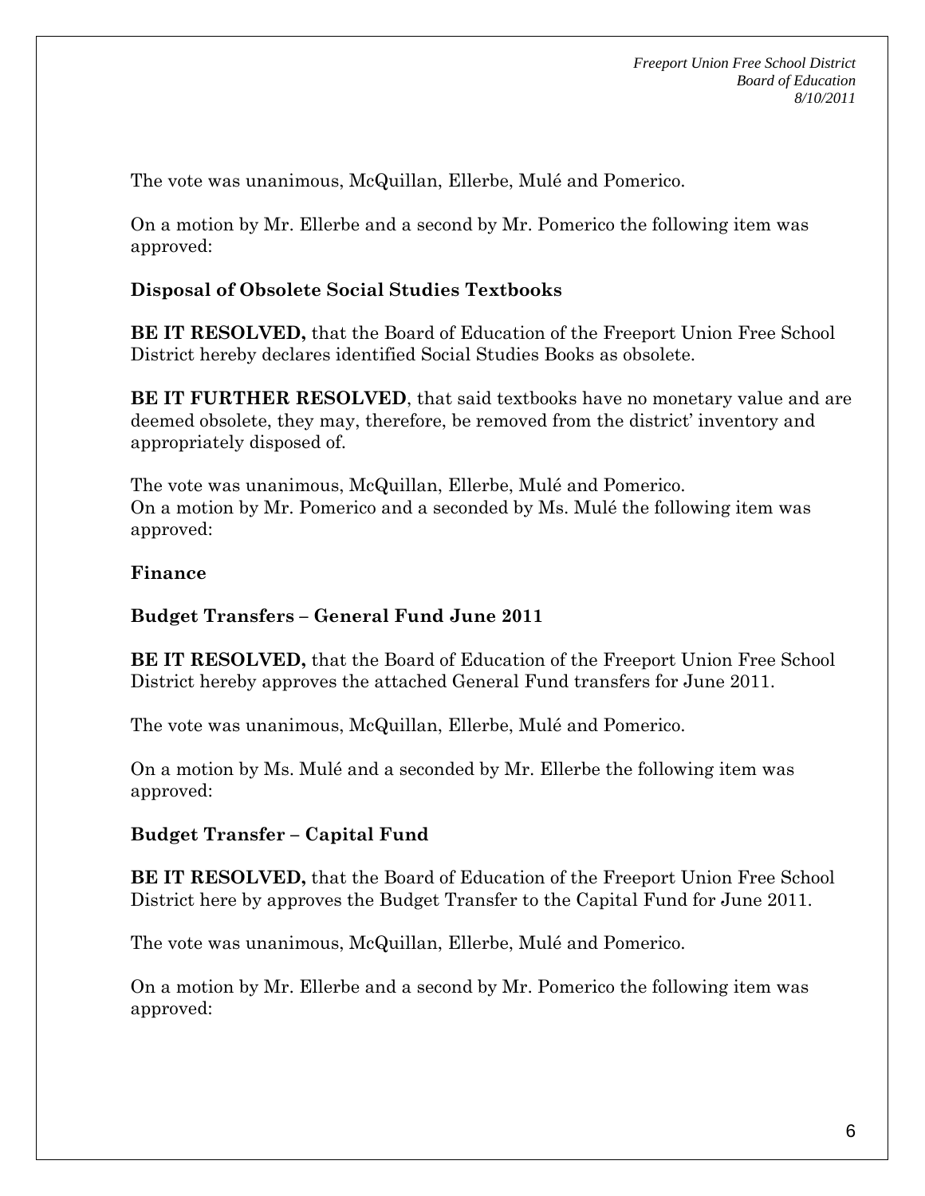The vote was unanimous, McQuillan, Ellerbe, Mulé and Pomerico.

On a motion by Mr. Ellerbe and a second by Mr. Pomerico the following item was approved:

**Disposal of Obsolete Social Studies Textbooks**

**BE IT RESOLVED,** that the Board of Education of the Freeport Union Free School District hereby declares identified Social Studies Books as obsolete.

**BE IT FURTHER RESOLVED**, that said textbooks have no monetary value and are deemed obsolete, they may, therefore, be removed from the district' inventory and appropriately disposed of.

The vote was unanimous, McQuillan, Ellerbe, Mulé and Pomerico.
On a motion by Mr. Pomerico and a seconded by Ms. Mulé the following item was approved:

**Finance**

**Budget Transfers – General Fund June 2011**

**BE IT RESOLVED,** that the Board of Education of the Freeport Union Free School District hereby approves the attached General Fund transfers for June 2011.

The vote was unanimous, McQuillan, Ellerbe, Mulé and Pomerico.

On a motion by Ms. Mulé and a seconded by Mr. Ellerbe the following item was approved:

**Budget Transfer – Capital Fund**

**BE IT RESOLVED,** that the Board of Education of the Freeport Union Free School District here by approves the Budget Transfer to the Capital Fund for June 2011.

The vote was unanimous, McQuillan, Ellerbe, Mulé and Pomerico.

On a motion by Mr. Ellerbe and a second by Mr. Pomerico the following item was approved: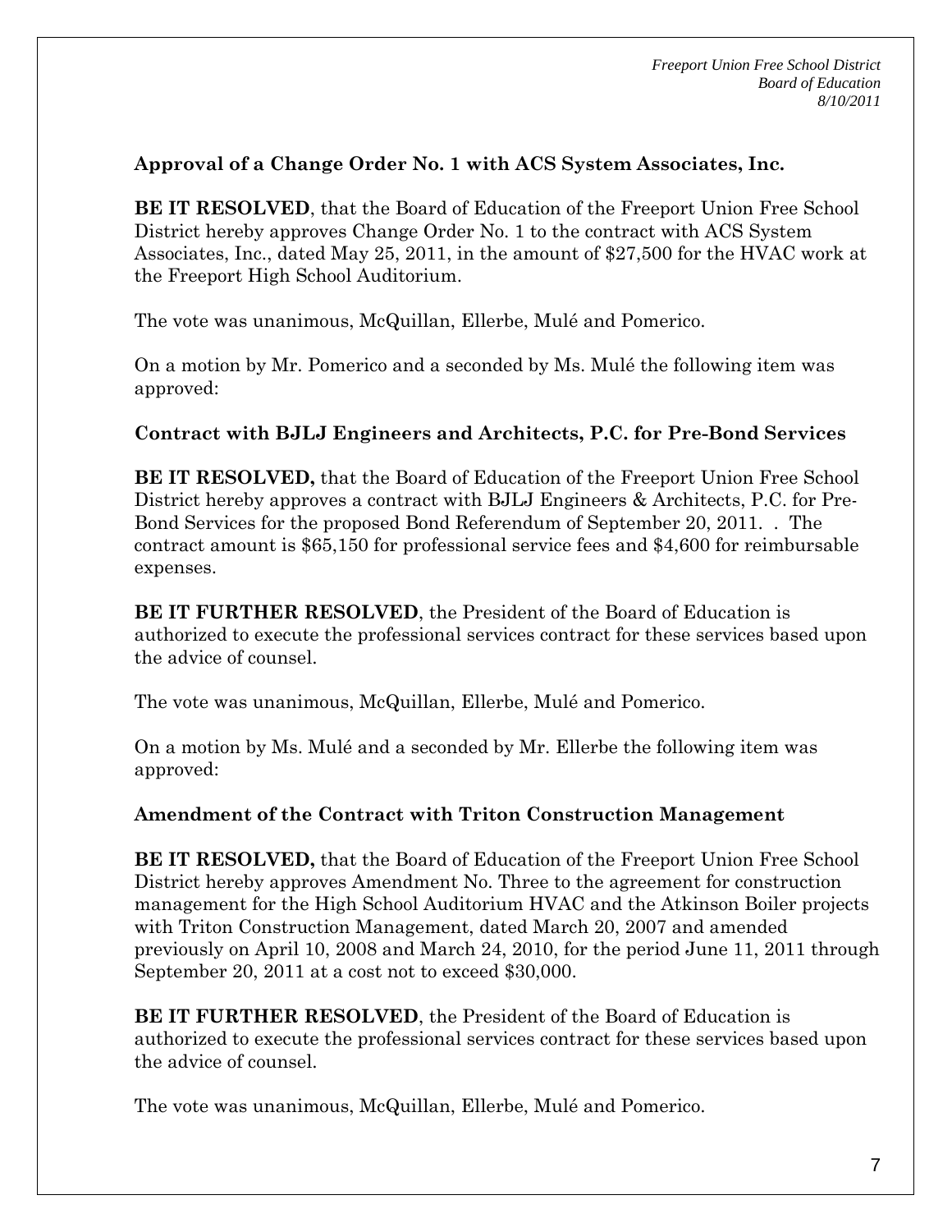**Approval of a Change Order No. 1 with ACS System Associates, Inc.**

**BE IT RESOLVED**, that the Board of Education of the Freeport Union Free School District hereby approves Change Order No. 1 to the contract with ACS System Associates, Inc., dated May 25, 2011, in the amount of $27,500 for the HVAC work at the Freeport High School Auditorium.

The vote was unanimous, McQuillan, Ellerbe, Mulé and Pomerico.

On a motion by Mr. Pomerico and a seconded by Ms. Mulé the following item was approved:

**Contract with BJLJ Engineers and Architects, P.C. for Pre-Bond Services**

**BE IT RESOLVED,** that the Board of Education of the Freeport Union Free School District hereby approves a contract with BJLJ Engineers & Architects, P.C. for Pre-Bond Services for the proposed Bond Referendum of September 20, 2011. . The contract amount is $65,150 for professional service fees and $4,600 for reimbursable expenses.

**BE IT FURTHER RESOLVED**, the President of the Board of Education is authorized to execute the professional services contract for these services based upon the advice of counsel.

The vote was unanimous, McQuillan, Ellerbe, Mulé and Pomerico.

On a motion by Ms. Mulé and a seconded by Mr. Ellerbe the following item was approved:

**Amendment of the Contract with Triton Construction Management**

**BE IT RESOLVED,** that the Board of Education of the Freeport Union Free School District hereby approves Amendment No. Three to the agreement for construction management for the High School Auditorium HVAC and the Atkinson Boiler projects with Triton Construction Management, dated March 20, 2007 and amended previously on April 10, 2008 and March 24, 2010, for the period June 11, 2011 through September 20, 2011 at a cost not to exceed $30,000.

**BE IT FURTHER RESOLVED**, the President of the Board of Education is authorized to execute the professional services contract for these services based upon the advice of counsel.

The vote was unanimous, McQuillan, Ellerbe, Mulé and Pomerico.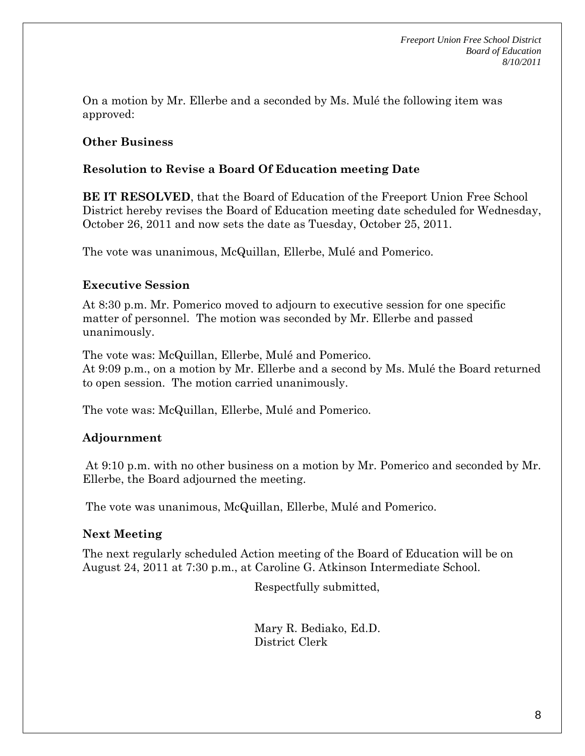On a motion by Mr. Ellerbe and a seconded by Ms. Mulé the following item was approved:

**Other Business**

**Resolution to Revise a Board Of Education meeting Date**

**BE IT RESOLVED**, that the Board of Education of the Freeport Union Free School District hereby revises the Board of Education meeting date scheduled for Wednesday, October 26, 2011 and now sets the date as Tuesday, October 25, 2011.

The vote was unanimous, McQuillan, Ellerbe, Mulé and Pomerico.

**Executive Session**

At 8:30 p.m. Mr. Pomerico moved to adjourn to executive session for one specific matter of personnel. The motion was seconded by Mr. Ellerbe and passed unanimously.

The vote was: McQuillan, Ellerbe, Mulé and Pomerico.
At 9:09 p.m., on a motion by Mr. Ellerbe and a second by Ms. Mulé the Board returned to open session. The motion carried unanimously.

The vote was: McQuillan, Ellerbe, Mulé and Pomerico.

**Adjournment**

At 9:10 p.m. with no other business on a motion by Mr. Pomerico and seconded by Mr. Ellerbe, the Board adjourned the meeting.

The vote was unanimous, McQuillan, Ellerbe, Mulé and Pomerico.

**Next Meeting**

The next regularly scheduled Action meeting of the Board of Education will be on August 24, 2011 at 7:30 p.m., at Caroline G. Atkinson Intermediate School.

Respectfully submitted,

Mary R. Bediako, Ed.D.
District Clerk